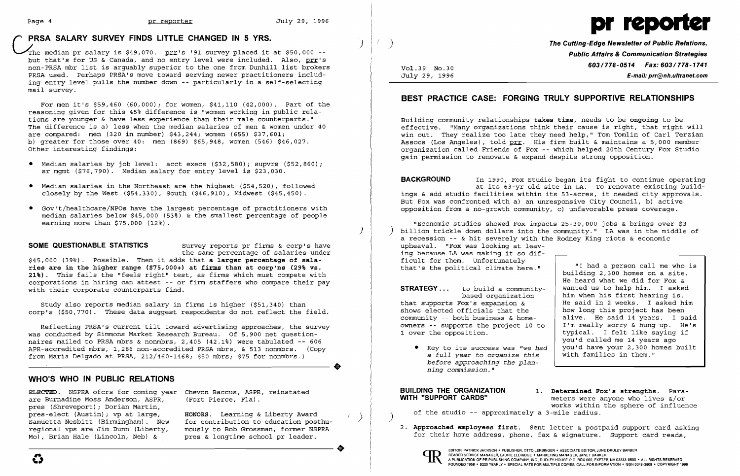## PRSA SALARY SURVEY FINDS LITTLE CHANGED IN 5 YRS.

The median pr salary is $49,070. prr's '91 survey placed it at $50,000 -- but that's for US & Canada, and no entry level were included. Also, prr's non-PRSA mbr list is arguably superior to the one from Dunhill list brokers PRSA used. Perhaps PRSA's move toward serving newer practitioners including entry level pulls the number down -- particularly in a self-selecting mail survey.

For men it's $59,460 (60,000); for women, $41,110 (42,000). Part of the reasoning given for this 45% difference is "women working in public relations are younger & have less experience than their male counterparts." The difference is a) less when the median salaries of men & women under 40 are compared: men (320 in number) $43,244; women (655) $37,601; b) greater for those over 40: men (869) $65,948, women (546) $46,027. Other interesting findings:

- Median salaries by job level: acct execs ($32,580); supvrs ($52,860); sr mgmt ($76,790). Median salary for entry level is $23,030.
- Median salaries in the Northeast are the highest ($54,520), followed closely by the West ($54,330), South ($46,910), Midwest ($45,450).
- Gov't/healthcare/NPOs have the largest percentage of practitioners with median salaries below $45,000 (53%) & the smallest percentage of people earning more than $75,000 (12%).

**SOME QUESTIONABLE STATISTICS** Survey reports pr firms & corp's have the same percentage of salaries under $45,000 (39%). Possible. Then it adds that **a larger percentage of salaries are in the higher range ($75,000+) at firms than at corp'ns (29% vs. 21%)**. This fails the "feels right" test, as firms which must compete with corporations in hiring can attest -- or firm staffers who compare their pay with their corporate counterparts find.

Study also reports median salary in firms is higher ($51,340) than corp's ($50,770). These data suggest respondents do not reflect the field.

Reflecting PRSA's current tilt toward advertising approaches, the survey was conducted by Simmons Market Research Bureau. Of 5,900 net questionnaires mailed to PRSA mbrs & nonmbrs, 2,405 (42.1%) were tabulated -- 606 APR-accredited mbrs, 1,286 non-accredited PRSA mbrs, & 513 nonmbrs. (Copy from Maria Delgado at PRSA, 212/460-1468; $50 mbrs; $75 for nonmbrs.)

## WHO'S WHO IN PUBLIC RELATIONS

**ELECTED**. NSPRA ofcrs for coming year are Burnadine Moss Anderson, ASPR, pres (Shreveport); Dorian Martin, pres-elect (Austin); vp at large, Samuetta Nesbitt (Birmingham). New regional vps are Jim Dunn (Liberty, Mo), Brian Hale (Lincoln, Neb) & Chevon Baccus, ASPR, reinstated (Fort Pierce, Fla).

**HONORS**. Learning & Liberty Award for contribution to education posthumously to Bob Grossman, former NSPRA pres & longtime school pr leader.

# pr reporter

**The Cutting-Edge Newsletter of Public Relations, Public Affairs & Communication Strategies**
**603/778-0514 Fax: 603/778-1741**
**E-mail: prr@nh.ultranet.com**

Vol.39 No.30
July 29, 1996

## BEST PRACTICE CASE: FORGING TRULY SUPPORTIVE RELATIONSHIPS

Building community relationships **takes time**, needs to be **ongoing** to be effective. "Many organizations think their cause is right, that right will win out. They realize too late they need help," Tom Tomlin of Carl Terzian Assocs (Los Angeles), told prr. His firm built & maintains a 5,000 member organization called Friends of Fox -- which helped 20th Century Fox Studio gain permission to renovate & expand despite strong opposition.

**BACKGROUND** In 1990, Fox Studio began its fight to continue operating at its 63-yr old site in LA. To renovate existing buildings & add studio facilities within its 53-acres, it needed city approvals. But Fox was confronted with a) an unresponsive City Council, b) active opposition from a no-growth community, c) unfavorable press coverage.

"Economic studies showed Fox impacts 25-30,000 jobs & brings over $3 billion trickle down dollars into the community." LA was in the middle of a recession -- & hit severely with the Rodney King riots & economic upheaval. "Fox was looking at leaving because LA was making it so difficult for them. Unfortunately that's the political climate here."

**STRATEGY...** to build a community-based organization that supports Fox's expansion & shows elected officials that the community -- both business & homeowners -- supports the project 10 to 1 over the opposition.

- Key to its success was *"we had a full year to organize this before approaching the planning commission."*

> "I had a person call me who is building 2,300 homes on a site. He heard what we did for Fox & wanted us to help him. I asked him when his first hearing is. He said in 2 weeks. I asked him how long this project has been alive. He said 14 years. I said I'm really sorry & hung up. He's typical. I felt like saying if you'd called me 14 years ago you'd have your 2,300 homes built with families in them."

**BUILDING THE ORGANIZATION WITH "SUPPORT CARDS"**

1. **Determined Fox's strengths.** Parameters were anyone who lives &/or works within the sphere of influence of the studio -- approximately a 3-mile radius.

2. **Approached employees first.** Sent letter & postpaid support card asking for their home address, phone, fax & signature. Support card reads,

EDITOR, PATRICK JACKSON • PUBLISHER, OTTO LERBINGER • ASSOCIATE EDITOR, JUNE DRULEY BARBER
READER SERVICE MANAGER, LAURIE ELDRIDGE • MARKETING MANAGER, JANET BARKER
A PUBLICATION OF PR PUBLISHING COMPANY, INC., DUDLEY HOUSE, P.O. BOX 600, EXETER, NH 03833-0600 • ALL RIGHTS RESERVED
FOUNDED 1958 • $225 YEARLY • SPECIAL RATE FOR MULTIPLE COPIES: CALL FOR INFORMATION • ISSN 0048-2609 • COPYRIGHT 1996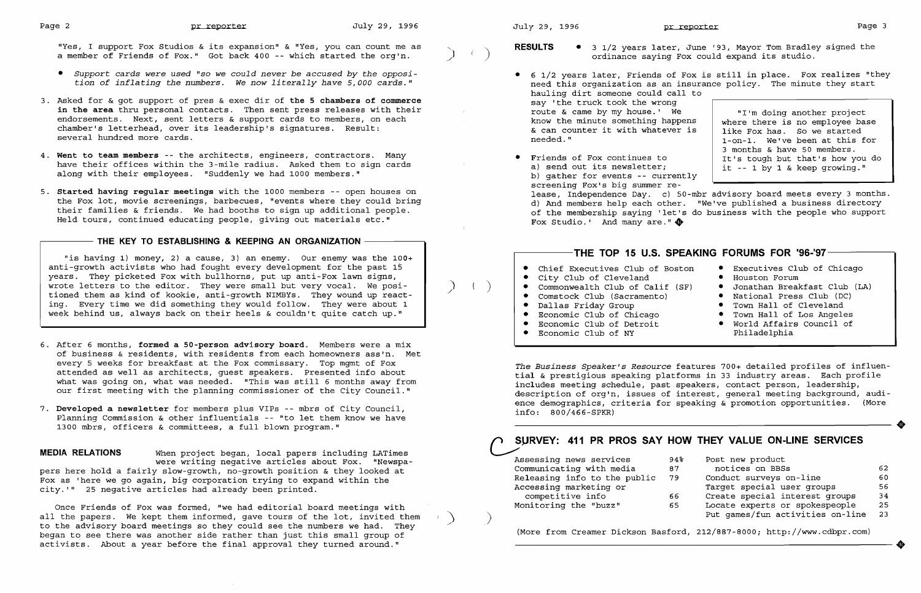"Yes, I support Fox Studios & its expansion" & "Yes, you can count me as a member of Friends of Fox." Got back 400 -- which started the org'n.

- *Support cards were used "so we could never be accused by the opposition of inflating the numbers. We now literally have 5,000 cards."*

3. Asked for & got support of pres & exec dir of **the 5 chambers of commerce in the area** thru personal contacts. Then sent press releases with their endorsements. Next, sent letters & support cards to members, on each chamber's letterhead, over its leadership's signatures. Result: several hundred more cards.

4. **Went to team members** -- the architects, engineers, contractors. Many have their offices within the 3-mile radius. Asked them to sign cards along with their employees. "Suddenly we had 1000 members."

5. **Started having regular meetings** with the 1000 members -- open houses on the Fox lot, movie screenings, barbecues, "events where they could bring their families & friends. We had booths to sign up additional people. Held tours, continued educating people, giving out materials etc."

## THE KEY TO ESTABLISHING & KEEPING AN ORGANIZATION

"is having 1) money, 2) a cause, 3) an enemy. Our enemy was the 100+ anti-growth activists who had fought every development for the past 15 years. They picketed Fox with bullhorns, put up anti-Fox lawn signs, wrote letters to the editor. They were small but very vocal. We positioned them as kind of kookie, anti-growth NIMBYs. They wound up reacting. Every time we did something they would follow. They were about 1 week behind us, always back on their heels & couldn't quite catch up."

6. After 6 months, **formed a 50-person advisory board**. Members were a mix of business & residents, with residents from each homeowners ass'n. Met every 5 weeks for breakfast at the Fox commissary. Top mgmt of Fox attended as well as architects, guest speakers. Presented info about what was going on, what was needed. "This was still 6 months away from our first meeting with the planning commissioner of the City Council."

7. **Developed a newsletter** for members plus VIPs -- mbrs of City Council, Planning Commission & other influentials -- "to let them know we have 1300 mbrs, officers & committees, a full blown program."

**MEDIA RELATIONS** When project began, local papers including LATimes were writing negative articles about Fox. "Newspapers here hold a fairly slow-growth, no-growth position & they looked at Fox as 'here we go again, big corporation trying to expand within the city.'" 25 negative articles had already been printed.

Once Friends of Fox was formed, "we had editorial board meetings with all the papers. We kept them informed, gave tours of the lot, invited them to the advisory board meetings so they could see the numbers we had. They began to see there was another side rather than just this small group of activists. About a year before the final approval they turned around."

**RESULTS**

- 3 1/2 years later, June '93, Mayor Tom Bradley signed the ordinance saying Fox could expand its studio.

- 6 1/2 years later, Friends of Fox is still in place. Fox realizes "they need this organization as an insurance policy. The minute they start hauling dirt someone could call to say 'the truck took the wrong route & came by my house.' We know the minute something happens & can counter it with whatever is needed."

- Friends of Fox continues to a) send out its newsletter; b) gather for events -- currently screening Fox's big summer release, Independence Day. c) 50-mbr advisory board meets every 3 months. d) And members help each other. "We've published a business directory of the membership saying 'let's do business with the people who support Fox Studio.' And many are."

"I'm doing another project where there is no employee base like Fox has. So we started 1-on-1. We've been at this for 3 months & have 50 members. It's tough but that's how you do it -- 1 by 1 & keep growing."

## THE TOP 15 U.S. SPEAKING FORUMS FOR '96-'97

- Chief Executives Club of Boston
- City Club of Cleveland
- Commonwealth Club of Calif (SF)
- Comstock Club (Sacramento)
- Dallas Friday Group
- Economic Club of Chicago
- Economic Club of Detroit
- Economic Club of NY
- Executives Club of Chicago
- Houston Forum
- Jonathan Breakfast Club (LA)
- National Press Club (DC)
- Town Hall of Cleveland
- Town Hall of Los Angeles
- World Affairs Council of Philadelphia

*The Business Speaker's Resource* features 700+ detailed profiles of influential & prestigious speaking platforms in 33 industry areas. Each profile includes meeting schedule, past speakers, contact person, leadership, description of org'n, issues of interest, general meeting background, audience demographics, criteria for speaking & promotion opportunities. (More info: 800/466-SPKR)

## SURVEY: 411 PR PROS SAY HOW THEY VALUE ON-LINE SERVICES

| | | | |
|---|---|---|---|
| Assessing news services | 94% | Post new product notices on BBSs | 62 |
| Communicating with media | 87 | Conduct surveys on-line | 60 |
| Releasing info to the public | 79 | Target special user groups | 56 |
| Accessing marketing or competitive info | 66 | Create special interest groups | 34 |
| Monitoring the "buzz" | 65 | Locate experts or spokespeople | 25 |
| | | Put games/fun activities on-line | 23 |

(More from Creamer Dickson Basford, 212/887-8000; http://www.cdbpr.com)